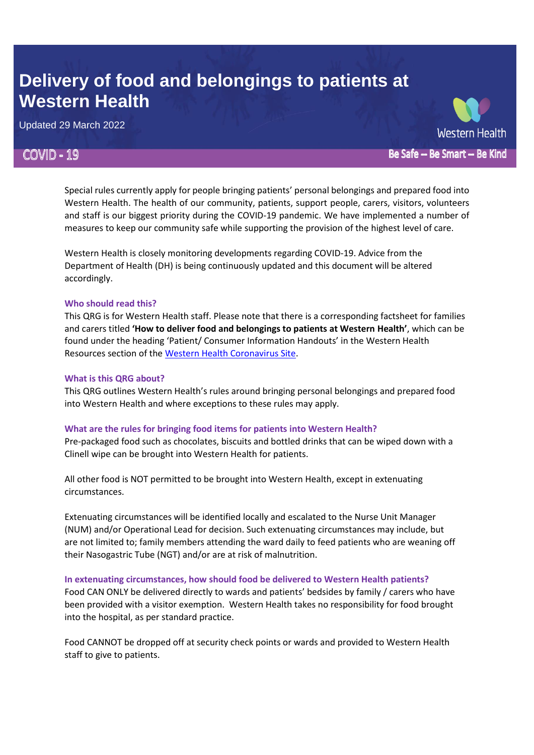# Delivery of food and belongings to patients at Western Health

Updated 29 March 2022

Western Health

COVID - 19

Be Safe – Be Smart – Be Kind

Special rules currently apply for people bringing patients' personal belongings and prepared food into Western Health. The health of our community, patients, support people, carers, visitors, volunteers and staff is our biggest priority during the COVID-19 pandemic. We have implemented a number of measures to keep our community safe while supporting the provision of the highest level of care.

Western Health is closely monitoring developments regarding COVID-19. Advice from the Department of Health (DH) is being continuously updated and this document will be altered accordingly.

### Who should read this?

This QRG is for Western Health staff. Please note that there is a corresponding factsheet for families and carers titled **'How to deliver food and belongings to patients at Western Health'**, which can be found under the heading 'Patient/ Consumer Information Handouts' in the Western Health Resources section of the [Western Health Coronavirus Site](Western Health Coronavirus Site).

### What is this QRG about?

This QRG outlines Western Health's rules around bringing personal belongings and prepared food into Western Health and where exceptions to these rules may apply.

### What are the rules for bringing food items for patients into Western Health?

Pre-packaged food such as chocolates, biscuits and bottled drinks that can be wiped down with a Clinell wipe can be brought into Western Health for patients.

All other food is NOT permitted to be brought into Western Health, except in extenuating circumstances.

Extenuating circumstances will be identified locally and escalated to the Nurse Unit Manager (NUM) and/or Operational Lead for decision. Such extenuating circumstances may include, but are not limited to; family members attending the ward daily to feed patients who are weaning off their Nasogastric Tube (NGT) and/or are at risk of malnutrition.

### In extenuating circumstances, how should food be delivered to Western Health patients?

Food CAN ONLY be delivered directly to wards and patients' bedsides by family / carers who have been provided with a visitor exemption. Western Health takes no responsibility for food brought into the hospital, as per standard practice.

Food CANNOT be dropped off at security check points or wards and provided to Western Health staff to give to patients.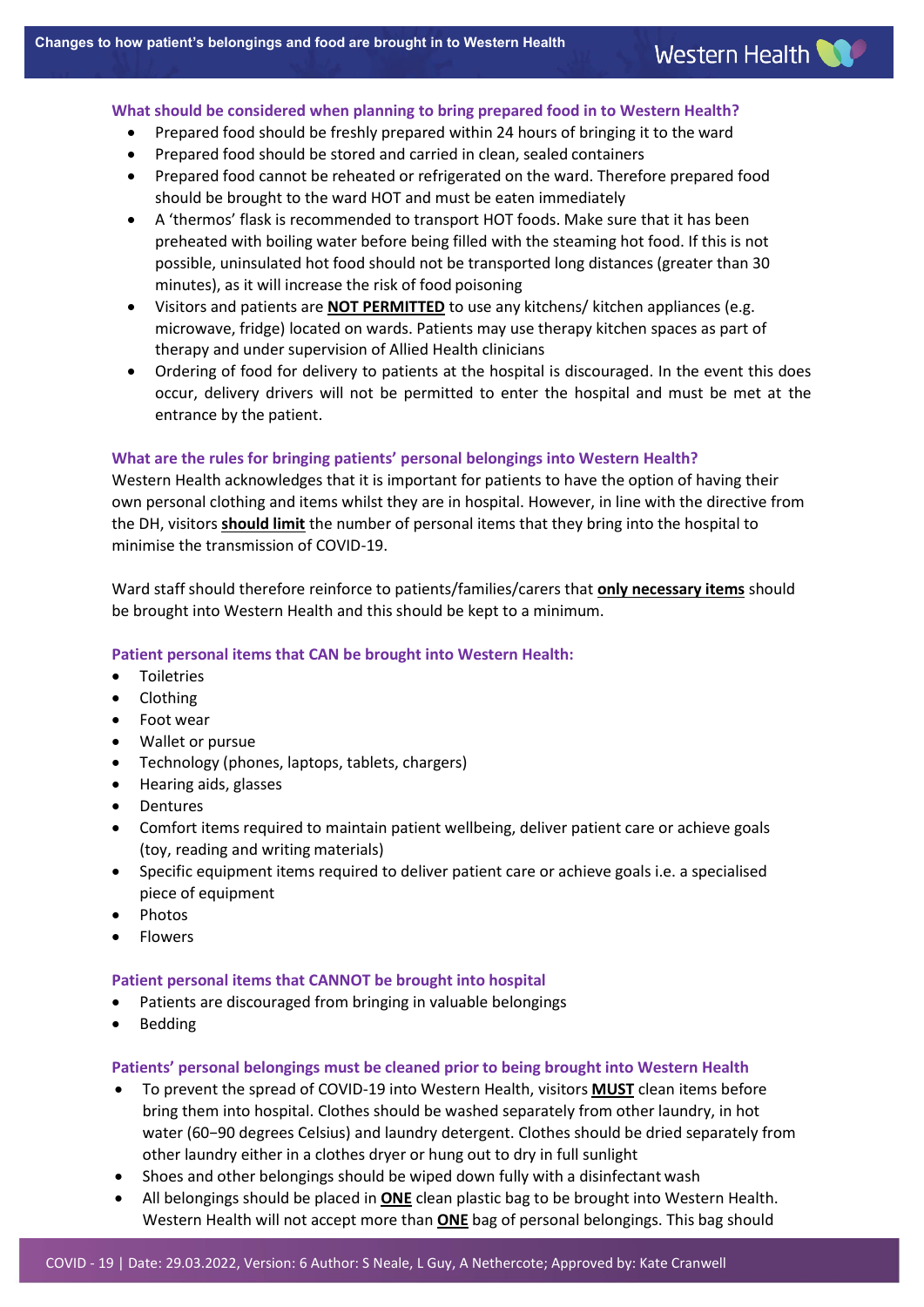### What should be considered when planning to bring prepared food in to Western Health?

- Prepared food should be freshly prepared within 24 hours of bringing it to the ward
- Prepared food should be stored and carried in clean, sealed containers
- Prepared food cannot be reheated or refrigerated on the ward. Therefore prepared food should be brought to the ward HOT and must be eaten immediately
- A 'thermos' flask is recommended to transport HOT foods. Make sure that it has been preheated with boiling water before being filled with the steaming hot food. If this is not possible, uninsulated hot food should not be transported long distances (greater than 30 minutes), as it will increase the risk of food poisoning
- Visitors and patients are **NOT PERMITTED** to use any kitchens/ kitchen appliances (e.g. microwave, fridge) located on wards. Patients may use therapy kitchen spaces as part of therapy and under supervision of Allied Health clinicians
- Ordering of food for delivery to patients at the hospital is discouraged. In the event this does occur, delivery drivers will not be permitted to enter the hospital and must be met at the entrance by the patient.

### What are the rules for bringing patients' personal belongings into Western Health?

Western Health acknowledges that it is important for patients to have the option of having their own personal clothing and items whilst they are in hospital. However, in line with the directive from the DH, visitors **should limit** the number of personal items that they bring into the hospital to minimise the transmission of COVID-19.

Ward staff should therefore reinforce to patients/families/carers that **only necessary items** should be brought into Western Health and this should be kept to a minimum.

### Patient personal items that CAN be brought into Western Health:

- Toiletries
- Clothing
- Foot wear
- Wallet or pursue
- Technology (phones, laptops, tablets, chargers)
- Hearing aids, glasses
- Dentures
- Comfort items required to maintain patient wellbeing, deliver patient care or achieve goals (toy, reading and writing materials)
- Specific equipment items required to deliver patient care or achieve goals i.e. a specialised piece of equipment
- Photos
- Flowers

### Patient personal items that CANNOT be brought into hospital

- Patients are discouraged from bringing in valuable belongings
- Bedding

### Patients' personal belongings must be cleaned prior to being brought into Western Health

- To prevent the spread of COVID-19 into Western Health, visitors **MUST** clean items before bring them into hospital. Clothes should be washed separately from other laundry, in hot water (60–90 degrees Celsius) and laundry detergent. Clothes should be dried separately from other laundry either in a clothes dryer or hung out to dry in full sunlight
- Shoes and other belongings should be wiped down fully with a disinfectant wash
- All belongings should be placed in **ONE** clean plastic bag to be brought into Western Health. Western Health will not accept more than **ONE** bag of personal belongings. This bag should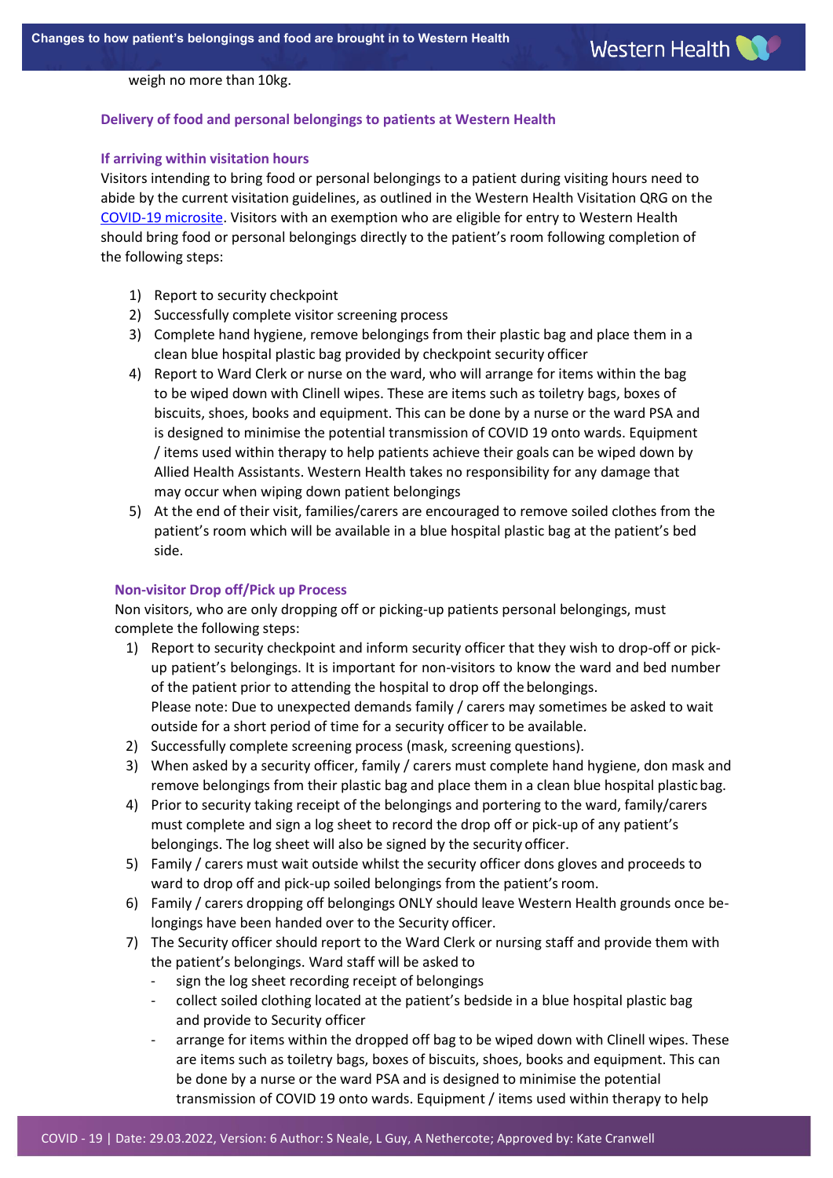weigh no more than 10kg.

## Delivery of food and personal belongings to patients at Western Health

### If arriving within visitation hours

Visitors intending to bring food or personal belongings to a patient during visiting hours need to abide by the current visitation guidelines, as outlined in the Western Health Visitation QRG on the COVID-19 microsite. Visitors with an exemption who are eligible for entry to Western Health should bring food or personal belongings directly to the patient's room following completion of the following steps:

1) Report to security checkpoint
2) Successfully complete visitor screening process
3) Complete hand hygiene, remove belongings from their plastic bag and place them in a clean blue hospital plastic bag provided by checkpoint security officer
4) Report to Ward Clerk or nurse on the ward, who will arrange for items within the bag to be wiped down with Clinell wipes. These are items such as toiletry bags, boxes of biscuits, shoes, books and equipment. This can be done by a nurse or the ward PSA and is designed to minimise the potential transmission of COVID 19 onto wards. Equipment / items used within therapy to help patients achieve their goals can be wiped down by Allied Health Assistants. Western Health takes no responsibility for any damage that may occur when wiping down patient belongings
5) At the end of their visit, families/carers are encouraged to remove soiled clothes from the patient's room which will be available in a blue hospital plastic bag at the patient's bed side.

### Non-visitor Drop off/Pick up Process

Non visitors, who are only dropping off or picking-up patients personal belongings, must complete the following steps:

1) Report to security checkpoint and inform security officer that they wish to drop-off or pick-up patient's belongings. It is important for non-visitors to know the ward and bed number of the patient prior to attending the hospital to drop off the belongings.
   Please note: Due to unexpected demands family / carers may sometimes be asked to wait outside for a short period of time for a security officer to be available.
2) Successfully complete screening process (mask, screening questions).
3) When asked by a security officer, family / carers must complete hand hygiene, don mask and remove belongings from their plastic bag and place them in a clean blue hospital plastic bag.
4) Prior to security taking receipt of the belongings and portering to the ward, family/carers must complete and sign a log sheet to record the drop off or pick-up of any patient's belongings. The log sheet will also be signed by the security officer.
5) Family / carers must wait outside whilst the security officer dons gloves and proceeds to ward to drop off and pick-up soiled belongings from the patient's room.
6) Family / carers dropping off belongings ONLY should leave Western Health grounds once belongings have been handed over to the Security officer.
7) The Security officer should report to the Ward Clerk or nursing staff and provide them with the patient's belongings. Ward staff will be asked to
   - sign the log sheet recording receipt of belongings
   - collect soiled clothing located at the patient's bedside in a blue hospital plastic bag and provide to Security officer
   - arrange for items within the dropped off bag to be wiped down with Clinell wipes. These are items such as toiletry bags, boxes of biscuits, shoes, books and equipment. This can be done by a nurse or the ward PSA and is designed to minimise the potential transmission of COVID 19 onto wards. Equipment / items used within therapy to help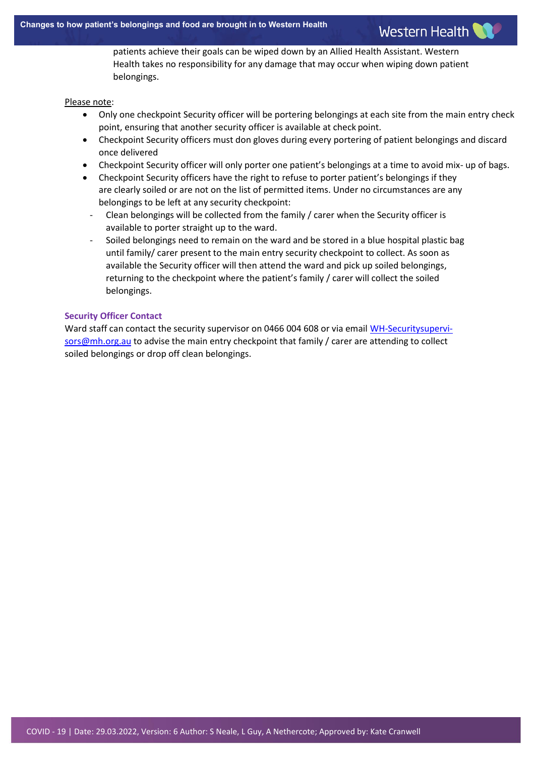patients achieve their goals can be wiped down by an Allied Health Assistant. Western Health takes no responsibility for any damage that may occur when wiping down patient belongings.

Please note:

- Only one checkpoint Security officer will be portering belongings at each site from the main entry check point, ensuring that another security officer is available at check point.
- Checkpoint Security officers must don gloves during every portering of patient belongings and discard once delivered
- Checkpoint Security officer will only porter one patient's belongings at a time to avoid mix- up of bags.
- Checkpoint Security officers have the right to refuse to porter patient's belongings if they are clearly soiled or are not on the list of permitted items. Under no circumstances are any belongings to be left at any security checkpoint:
  - Clean belongings will be collected from the family / carer when the Security officer is available to porter straight up to the ward.
  - Soiled belongings need to remain on the ward and be stored in a blue hospital plastic bag until family/ carer present to the main entry security checkpoint to collect. As soon as available the Security officer will then attend the ward and pick up soiled belongings, returning to the checkpoint where the patient's family / carer will collect the soiled belongings.

### Security Officer Contact

Ward staff can contact the security supervisor on 0466 004 608 or via email WH-Securitysupervisors@mh.org.au to advise the main entry checkpoint that family / carer are attending to collect soiled belongings or drop off clean belongings.

COVID - 19 | Date: 29.03.2022, Version: 6 Author: S Neale, L Guy, A Nethercote; Approved by: Kate Cranwell